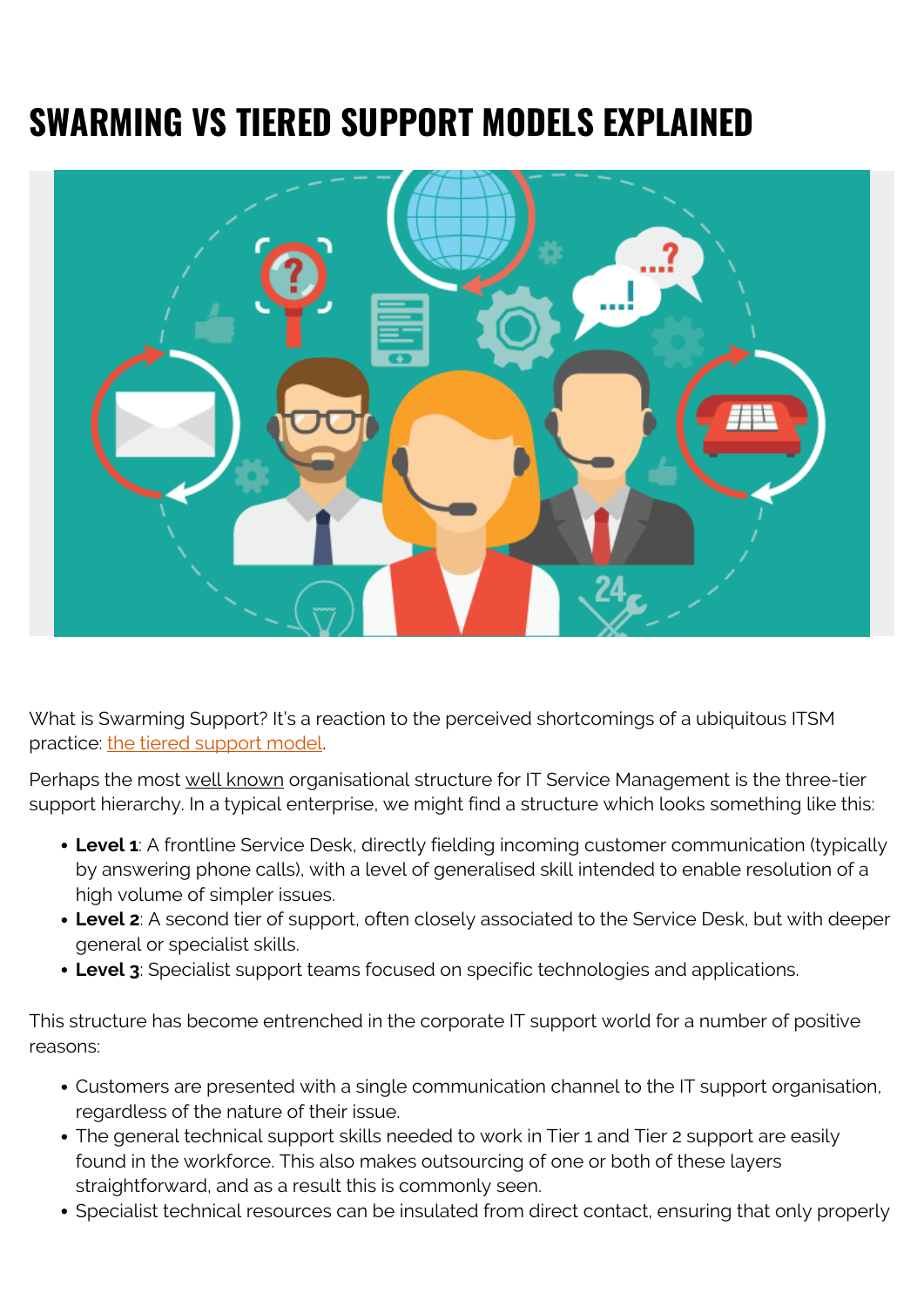# SWARMING VS TIERED SUPPORT MODELS EXPLAINED

What is Swarming Support? It's a reaction to the perceived shortcomings of a ubiquitous ITSM practice: the tiered support model.

Perhaps the most well known organisational structure for IT Service Management is the three-tier support hierarchy. In a typical enterprise, we might find a structure which looks something like this:

- **Level 1**: A frontline Service Desk, directly fielding incoming customer communication (typically by answering phone calls), with a level of generalised skill intended to enable resolution of a high volume of simpler issues.
- **Level 2**: A second tier of support, often closely associated to the Service Desk, but with deeper general or specialist skills.
- **Level 3**: Specialist support teams focused on specific technologies and applications.

This structure has become entrenched in the corporate IT support world for a number of positive reasons:

- Customers are presented with a single communication channel to the IT support organisation, regardless of the nature of their issue.
- The general technical support skills needed to work in Tier 1 and Tier 2 support are easily found in the workforce. This also makes outsourcing of one or both of these layers straightforward, and as a result this is commonly seen.
- Specialist technical resources can be insulated from direct contact, ensuring that only properly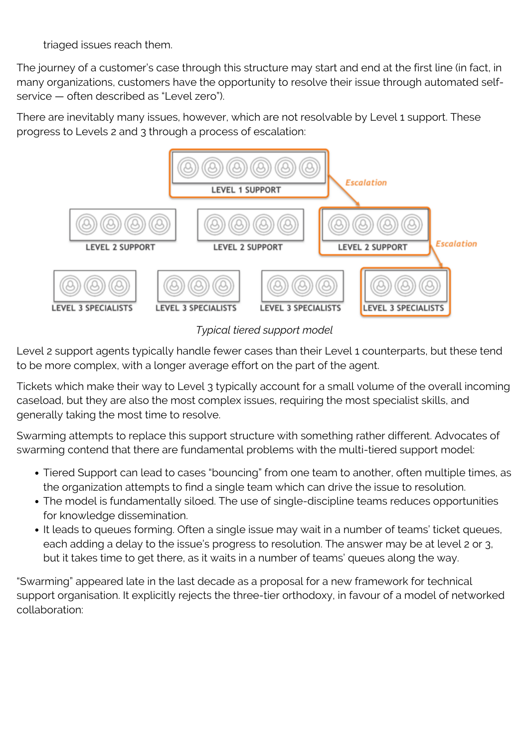triaged issues reach them.

The journey of a customer's case through this structure may start and end at the first line (in fact, in many organizations, customers have the opportunity to resolve their issue through automated self-service — often described as "Level zero").

There are inevitably many issues, however, which are not resolvable by Level 1 support. These progress to Levels 2 and 3 through a process of escalation:

*Typical tiered support model*

Level 2 support agents typically handle fewer cases than their Level 1 counterparts, but these tend to be more complex, with a longer average effort on the part of the agent.

Tickets which make their way to Level 3 typically account for a small volume of the overall incoming caseload, but they are also the most complex issues, requiring the most specialist skills, and generally taking the most time to resolve.

Swarming attempts to replace this support structure with something rather different. Advocates of swarming contend that there are fundamental problems with the multi-tiered support model:

- Tiered Support can lead to cases "bouncing" from one team to another, often multiple times, as the organization attempts to find a single team which can drive the issue to resolution.
- The model is fundamentally siloed. The use of single-discipline teams reduces opportunities for knowledge dissemination.
- It leads to queues forming. Often a single issue may wait in a number of teams' ticket queues, each adding a delay to the issue's progress to resolution. The answer may be at level 2 or 3, but it takes time to get there, as it waits in a number of teams' queues along the way.

"Swarming" appeared late in the last decade as a proposal for a new framework for technical support organisation. It explicitly rejects the three-tier orthodoxy, in favour of a model of networked collaboration: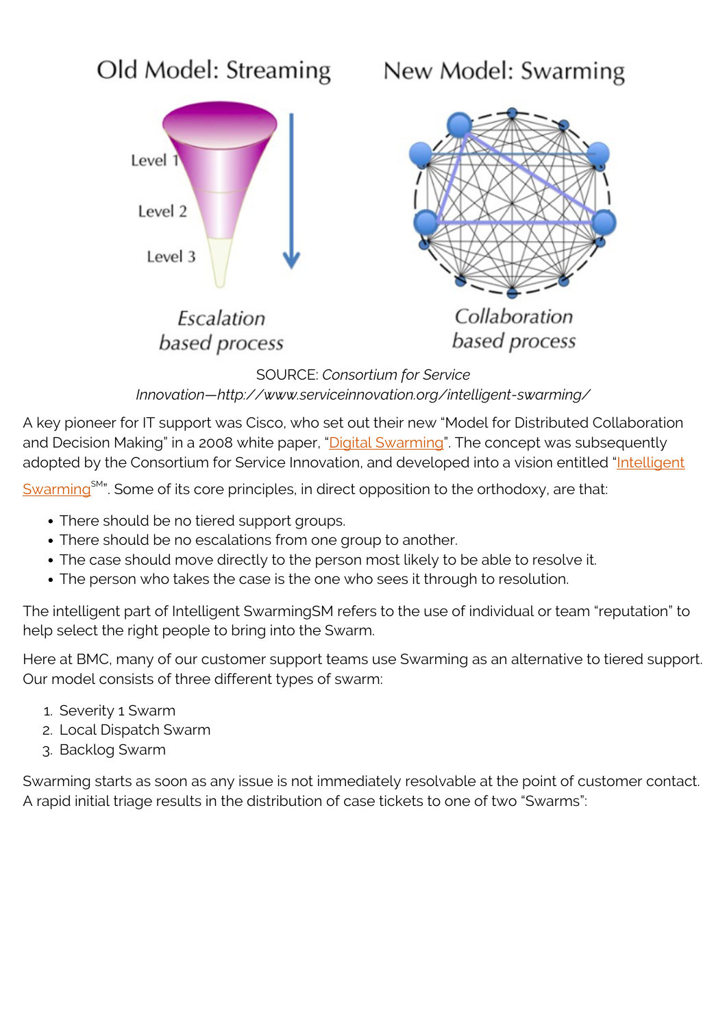SOURCE: *Consortium for Service Innovation—http://www.serviceinnovation.org/intelligent-swarming/*

A key pioneer for IT support was Cisco, who set out their new "Model for Distributed Collaboration and Decision Making" in a 2008 white paper, "Digital Swarming". The concept was subsequently adopted by the Consortium for Service Innovation, and developed into a vision entitled "Intelligent Swarming[SM]". Some of its core principles, in direct opposition to the orthodoxy, are that:

- There should be no tiered support groups.
- There should be no escalations from one group to another.
- The case should move directly to the person most likely to be able to resolve it.
- The person who takes the case is the one who sees it through to resolution.

The intelligent part of Intelligent SwarmingSM refers to the use of individual or team "reputation" to help select the right people to bring into the Swarm.

Here at BMC, many of our customer support teams use Swarming as an alternative to tiered support. Our model consists of three different types of swarm:

1. Severity 1 Swarm
2. Local Dispatch Swarm
3. Backlog Swarm

Swarming starts as soon as any issue is not immediately resolvable at the point of customer contact. A rapid initial triage results in the distribution of case tickets to one of two "Swarms":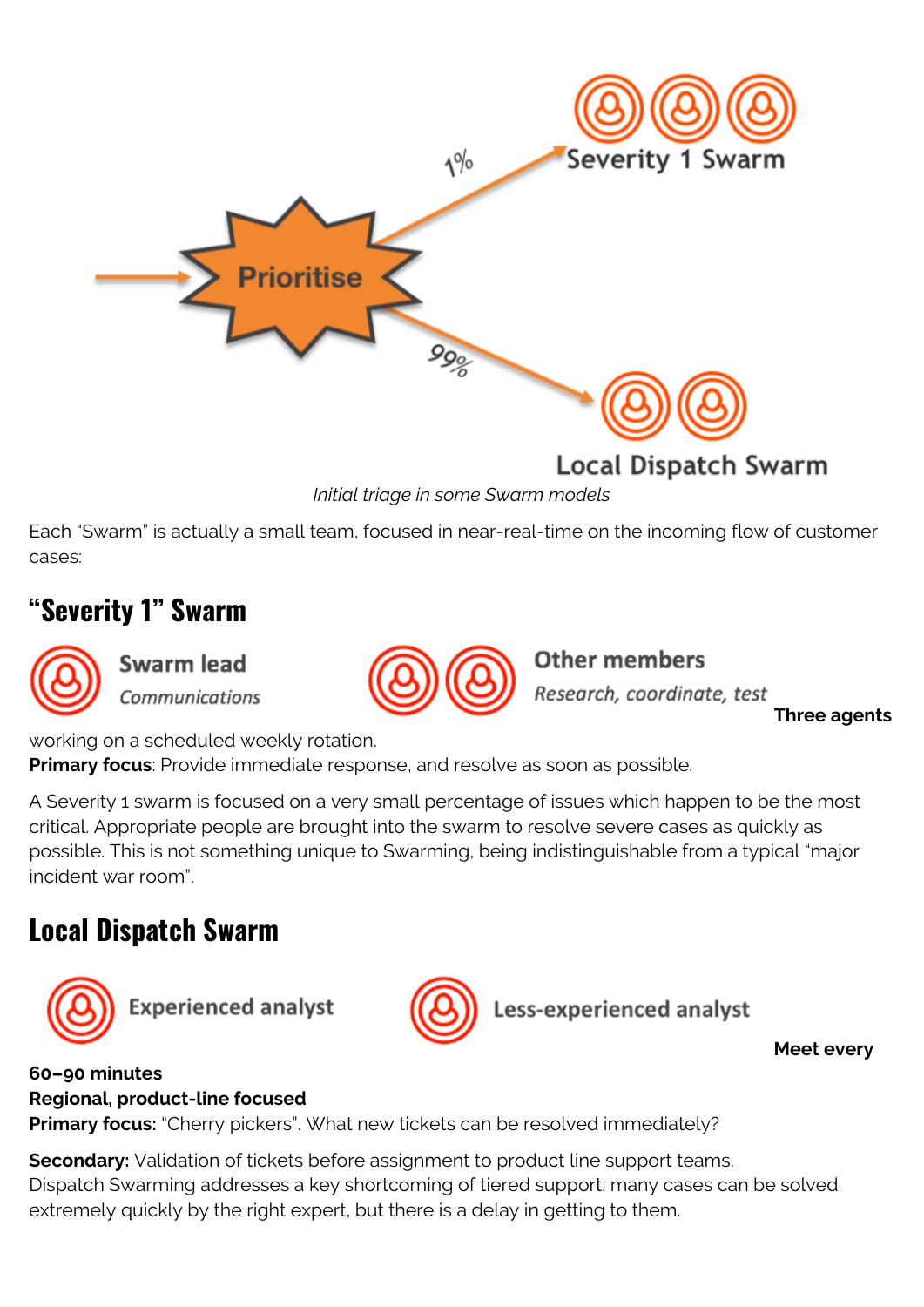*Initial triage in some Swarm models*

Each "Swarm" is actually a small team, focused in near-real-time on the incoming flow of customer cases:

## "Severity 1" Swarm

Swarm lead
*Communications*

Other members
*Research, coordinate, test*

**Three agents** working on a scheduled weekly rotation.
**Primary focus**: Provide immediate response, and resolve as soon as possible.

A Severity 1 swarm is focused on a very small percentage of issues which happen to be the most critical. Appropriate people are brought into the swarm to resolve severe cases as quickly as possible. This is not something unique to Swarming, being indistinguishable from a typical "major incident war room".

## Local Dispatch Swarm

Experienced analyst

Less-experienced analyst

**Meet every 60–90 minutes**
**Regional, product-line focused**
**Primary focus:** "Cherry pickers". What new tickets can be resolved immediately?

**Secondary:** Validation of tickets before assignment to product line support teams.
Dispatch Swarming addresses a key shortcoming of tiered support: many cases can be solved extremely quickly by the right expert, but there is a delay in getting to them.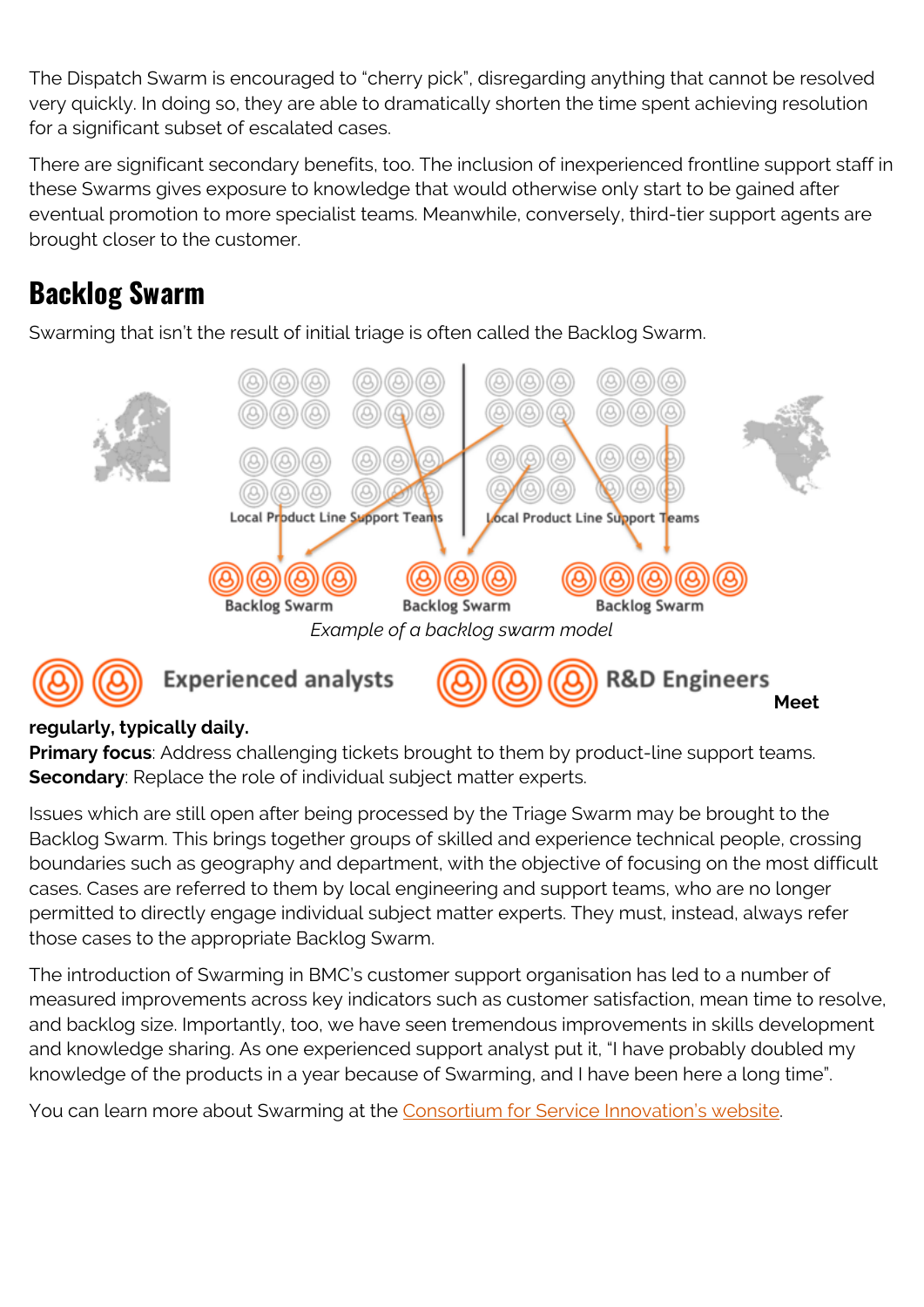The Dispatch Swarm is encouraged to "cherry pick", disregarding anything that cannot be resolved very quickly. In doing so, they are able to dramatically shorten the time spent achieving resolution for a significant subset of escalated cases.

There are significant secondary benefits, too. The inclusion of inexperienced frontline support staff in these Swarms gives exposure to knowledge that would otherwise only start to be gained after eventual promotion to more specialist teams. Meanwhile, conversely, third-tier support agents are brought closer to the customer.

## Backlog Swarm

Swarming that isn't the result of initial triage is often called the Backlog Swarm.

Local Product Line Support Teams

Local Product Line Support Teams

Backlog Swarm

Backlog Swarm

Backlog Swarm

*Example of a backlog swarm model*

Experienced analysts

R&D Engineers

**Meet regularly, typically daily.**
**Primary focus**: Address challenging tickets brought to them by product-line support teams.
**Secondary**: Replace the role of individual subject matter experts.

Issues which are still open after being processed by the Triage Swarm may be brought to the Backlog Swarm. This brings together groups of skilled and experience technical people, crossing boundaries such as geography and department, with the objective of focusing on the most difficult cases. Cases are referred to them by local engineering and support teams, who are no longer permitted to directly engage individual subject matter experts. They must, instead, always refer those cases to the appropriate Backlog Swarm.

The introduction of Swarming in BMC's customer support organisation has led to a number of measured improvements across key indicators such as customer satisfaction, mean time to resolve, and backlog size. Importantly, too, we have seen tremendous improvements in skills development and knowledge sharing. As one experienced support analyst put it, "I have probably doubled my knowledge of the products in a year because of Swarming, and I have been here a long time".

You can learn more about Swarming at the Consortium for Service Innovation's website.